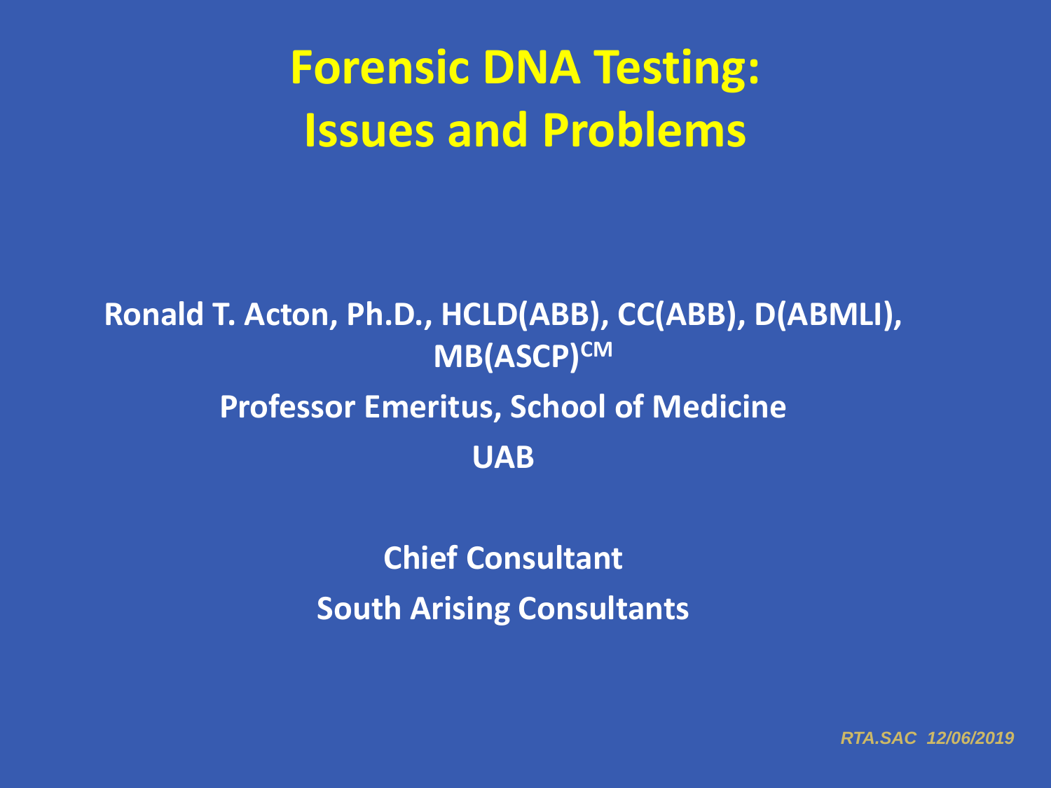# Forensic DNA Testing: Issues and Problems

**Ronald T. Acton, Ph.D., HCLD(ABB), CC(ABB), D(ABMLI), MB(ASCP)[CM]**

**Professor Emeritus, School of Medicine**

**UAB**

**Chief Consultant**

**South Arising Consultants**

*RTA.SAC 12/06/2019*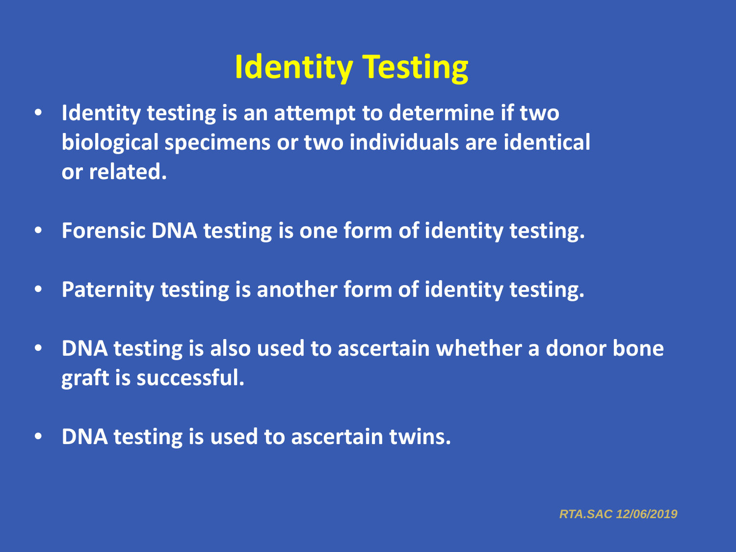# Identity Testing

- **Identity testing is an attempt to determine if two biological specimens or two individuals are identical or related.**

- **Forensic DNA testing is one form of identity testing.**

- **Paternity testing is another form of identity testing.**

- **DNA testing is also used to ascertain whether a donor bone graft is successful.**

- **DNA testing is used to ascertain twins.**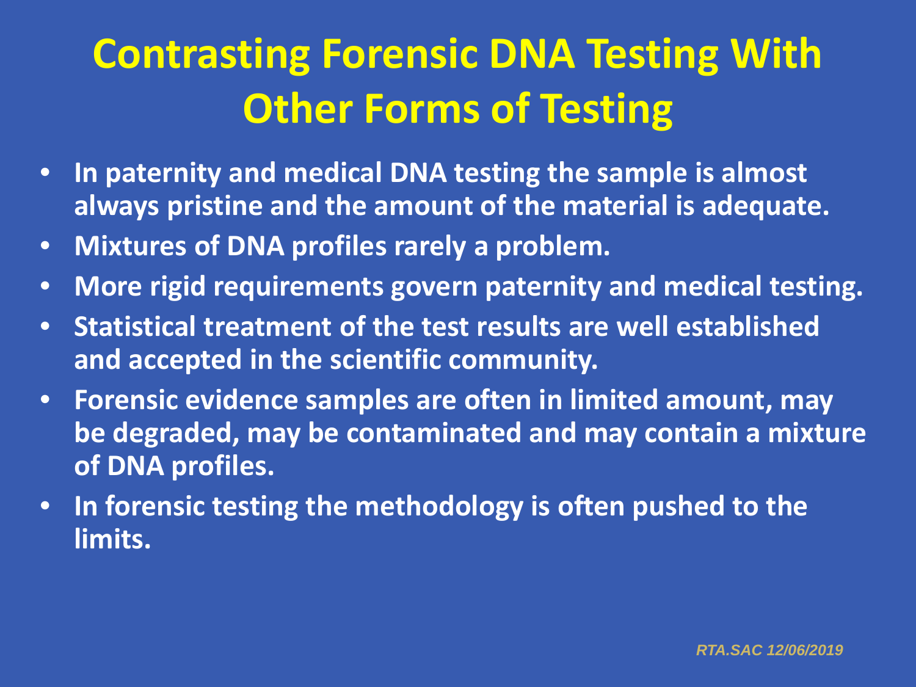# Contrasting Forensic DNA Testing With Other Forms of Testing

- **In paternity and medical DNA testing the sample is almost always pristine and the amount of the material is adequate.**
- **Mixtures of DNA profiles rarely a problem.**
- **More rigid requirements govern paternity and medical testing.**
- **Statistical treatment of the test results are well established and accepted in the scientific community.**
- **Forensic evidence samples are often in limited amount, may be degraded, may be contaminated and may contain a mixture of DNA profiles.**
- **In forensic testing the methodology is often pushed to the limits.**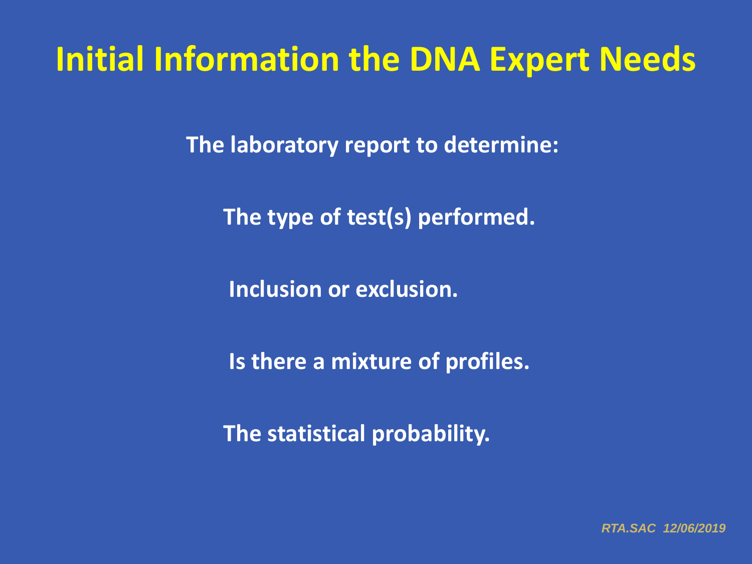# Initial Information the DNA Expert Needs

**The laboratory report to determine:**

**The type of test(s) performed.**

**Inclusion or exclusion.**

**Is there a mixture of profiles.**

**The statistical probability.**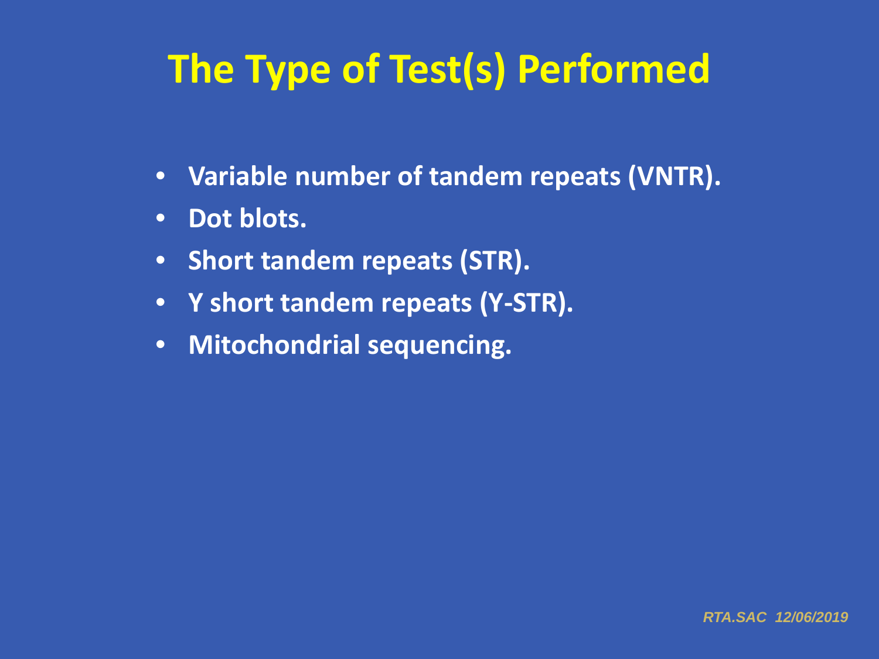# The Type of Test(s) Performed

- **Variable number of tandem repeats (VNTR).**
- **Dot blots.**
- **Short tandem repeats (STR).**
- **Y short tandem repeats (Y-STR).**
- **Mitochondrial sequencing.**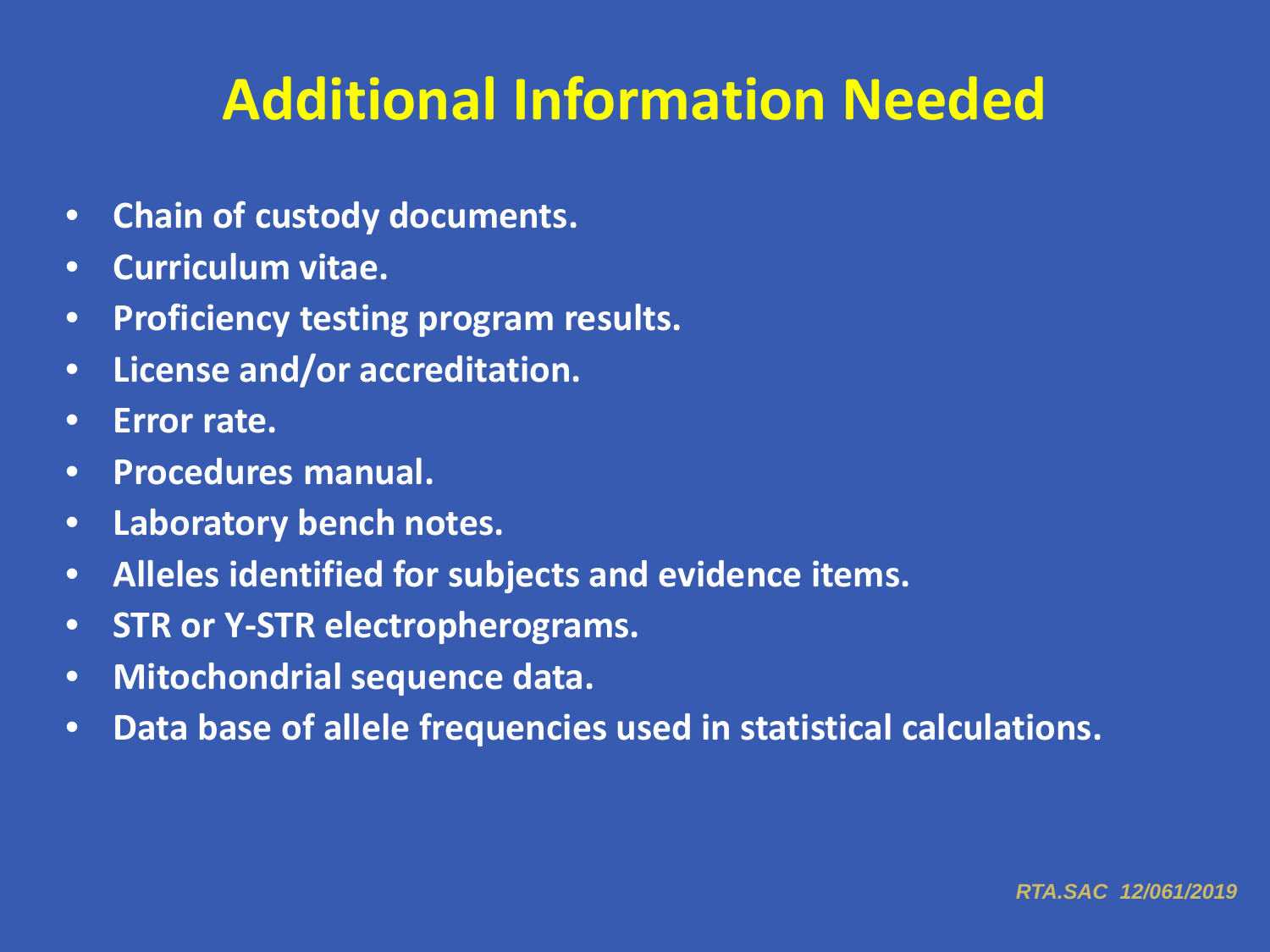# Additional Information Needed

- **Chain of custody documents.**
- **Curriculum vitae.**
- **Proficiency testing program results.**
- **License and/or accreditation.**
- **Error rate.**
- **Procedures manual.**
- **Laboratory bench notes.**
- **Alleles identified for subjects and evidence items.**
- **STR or Y-STR electropherograms.**
- **Mitochondrial sequence data.**
- **Data base of allele frequencies used in statistical calculations.**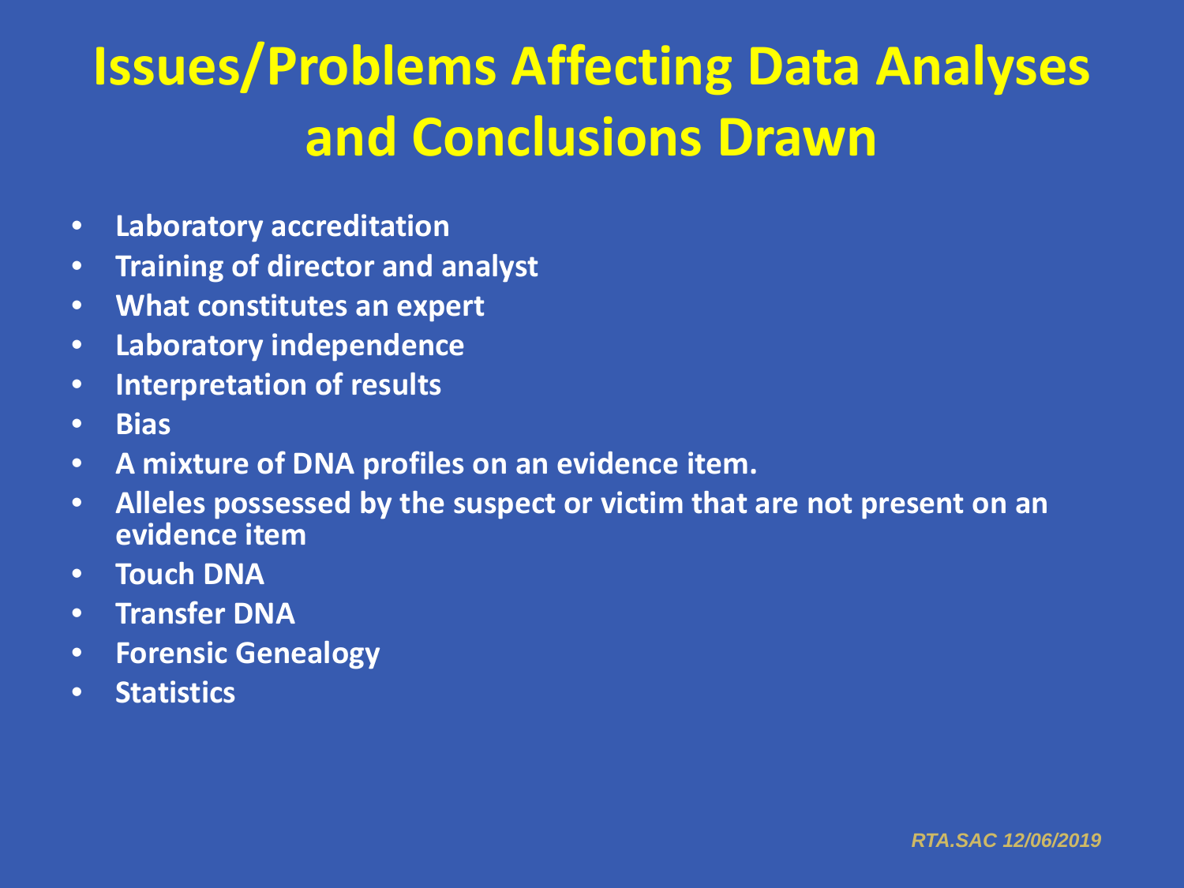# Issues/Problems Affecting Data Analyses and Conclusions Drawn

- **Laboratory accreditation**
- **Training of director and analyst**
- **What constitutes an expert**
- **Laboratory independence**
- **Interpretation of results**
- **Bias**
- **A mixture of DNA profiles on an evidence item.**
- **Alleles possessed by the suspect or victim that are not present on an evidence item**
- **Touch DNA**
- **Transfer DNA**
- **Forensic Genealogy**
- **Statistics**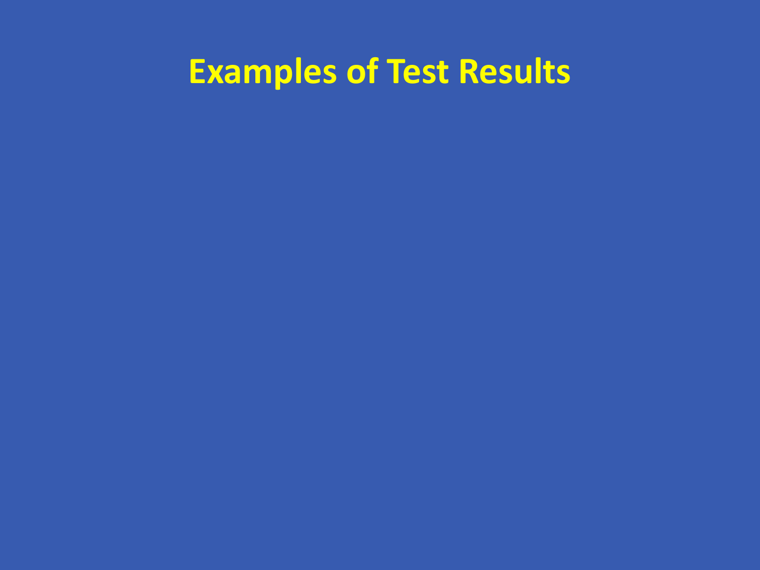# Examples of Test Results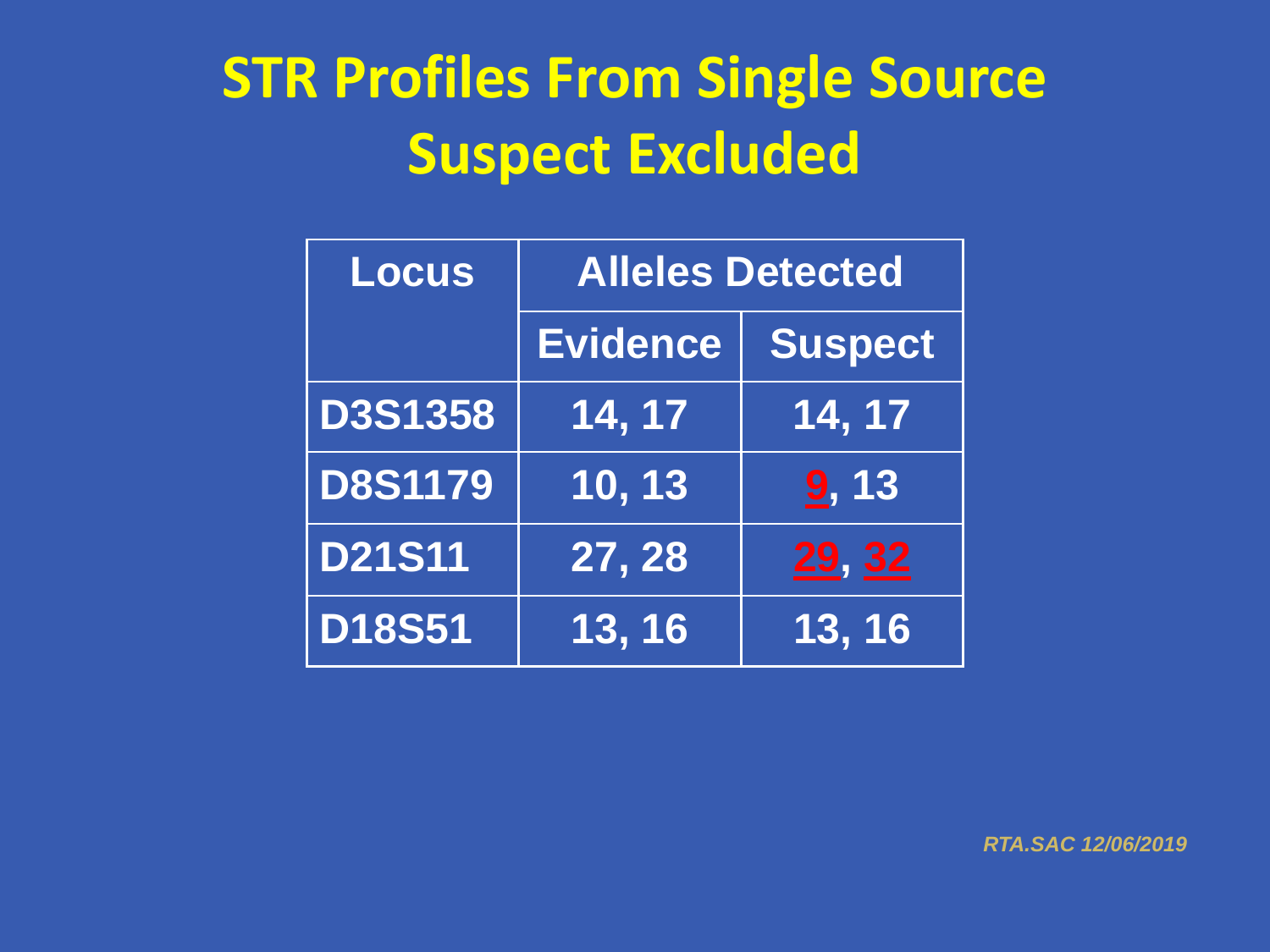# STR Profiles From Single Source
# Suspect Excluded

| Locus | Alleles Detected | |
|---|---|---|
| | Evidence | Suspect |
| D3S1358 | 14, 17 | 14, 17 |
| D8S1179 | 10, 13 | **9**, 13 |
| D21S11 | 27, 28 | **29**, **32** |
| D18S51 | 13, 16 | 13, 16 |

*RTA.SAC 12/06/2019*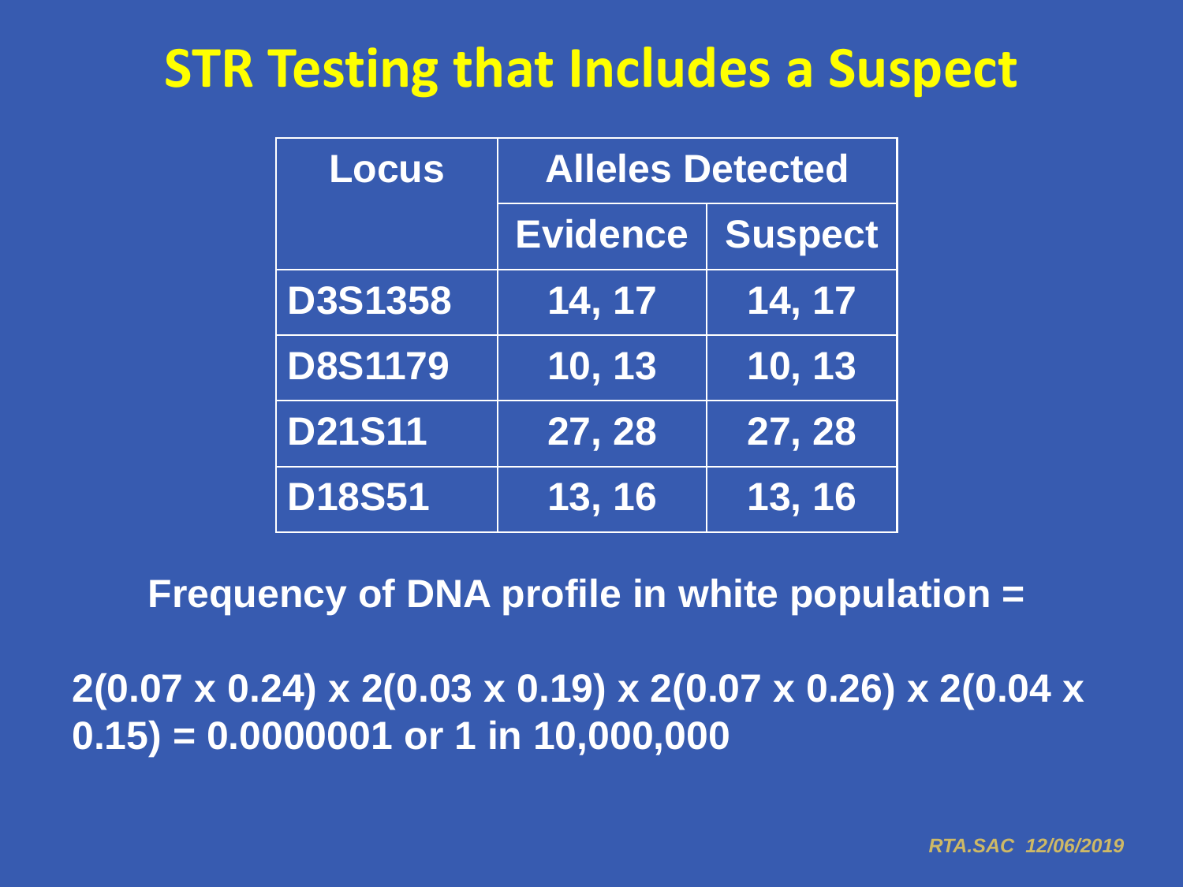# STR Testing that Includes a Suspect

| Locus | Alleles Detected | |
|---|---|---|
| | Evidence | Suspect |
| D3S1358 | 14, 17 | 14, 17 |
| D8S1179 | 10, 13 | 10, 13 |
| D21S11 | 27, 28 | 27, 28 |
| D18S51 | 13, 16 | 13, 16 |

**Frequency of DNA profile in white population =**

**$2(0.07 \times 0.24) \times 2(0.03 \times 0.19) \times 2(0.07 \times 0.26) \times 2(0.04 \times 0.15) = 0.0000001$ or 1 in 10,000,000**

*RTA.SAC 12/06/2019*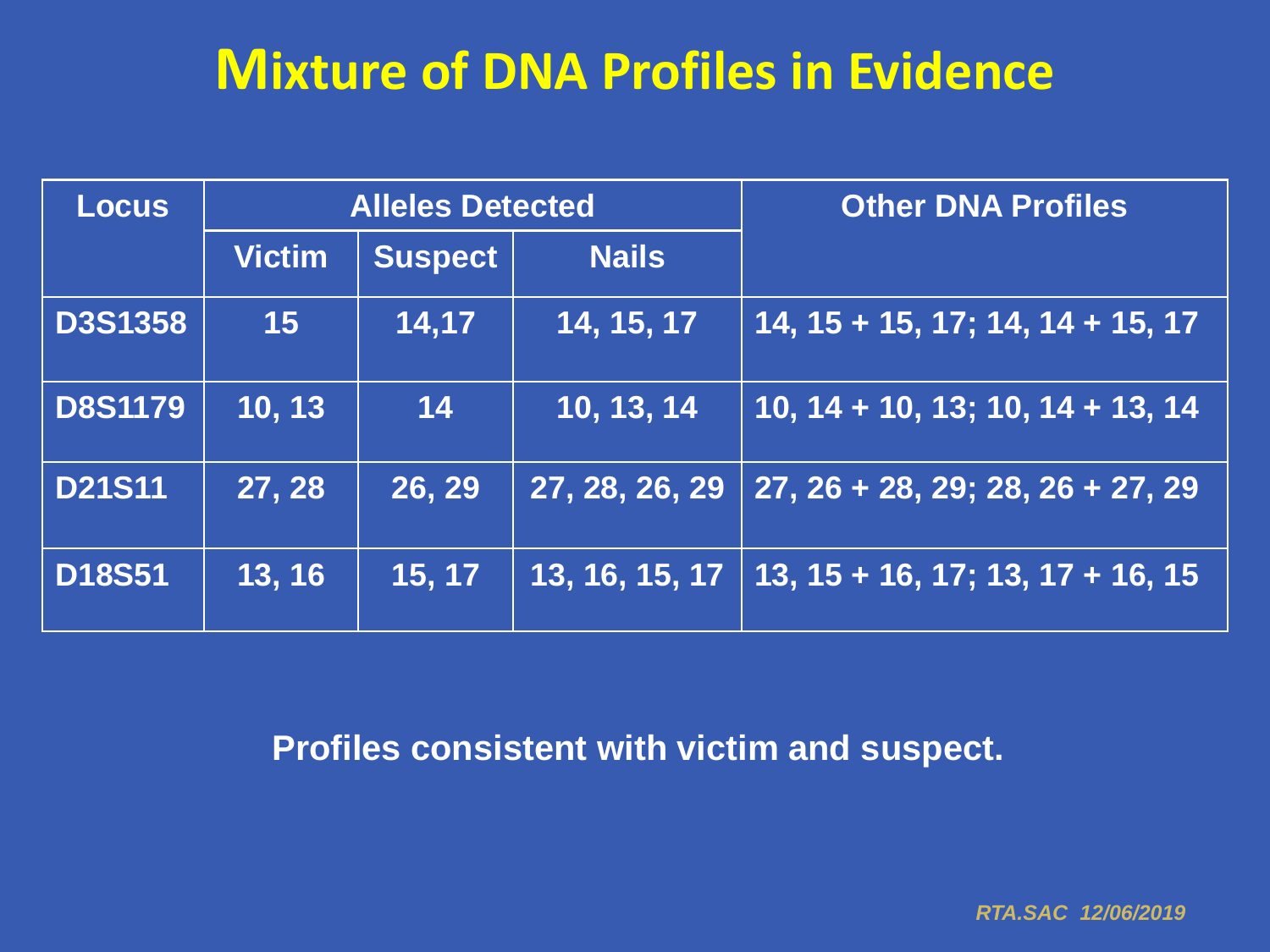# Mixture of DNA Profiles in Evidence

| Locus | Alleles Detected | | | Other DNA Profiles |
|---|---|---|---|---|
| | Victim | Suspect | Nails | |
| D3S1358 | 15 | 14,17 | 14, 15, 17 | 14, 15 + 15, 17; 14, 14 + 15, 17 |
| D8S1179 | 10, 13 | 14 | 10, 13, 14 | 10, 14 + 10, 13; 10, 14 + 13, 14 |
| D21S11 | 27, 28 | 26, 29 | 27, 28, 26, 29 | 27, 26 + 28, 29; 28, 26 + 27, 29 |
| D18S51 | 13, 16 | 15, 17 | 13, 16, 15, 17 | 13, 15 + 16, 17; 13, 17 + 16, 15 |

**Profiles consistent with victim and suspect.**

*RTA.SAC 12/06/2019*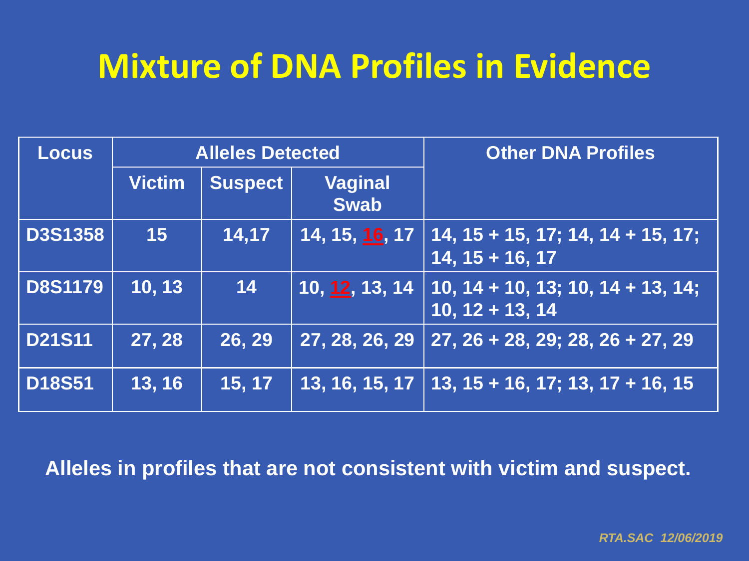# Mixture of DNA Profiles in Evidence

| Locus | Alleles Detected | | | Other DNA Profiles |
|---|---|---|---|---|
| | Victim | Suspect | Vaginal Swab | |
| D3S1358 | 15 | 14,17 | 14, 15, **16**, 17 | 14, 15 + 15, 17; 14, 14 + 15, 17; 14, 15 + 16, 17 |
| D8S1179 | 10, 13 | 14 | 10, **12**, 13, 14 | 10, 14 + 10, 13; 10, 14 + 13, 14; 10, 12 + 13, 14 |
| D21S11 | 27, 28 | 26, 29 | 27, 28, 26, 29 | 27, 26 + 28, 29; 28, 26 + 27, 29 |
| D18S51 | 13, 16 | 15, 17 | 13, 16, 15, 17 | 13, 15 + 16, 17; 13, 17 + 16, 15 |

**Alleles in profiles that are not consistent with victim and suspect.**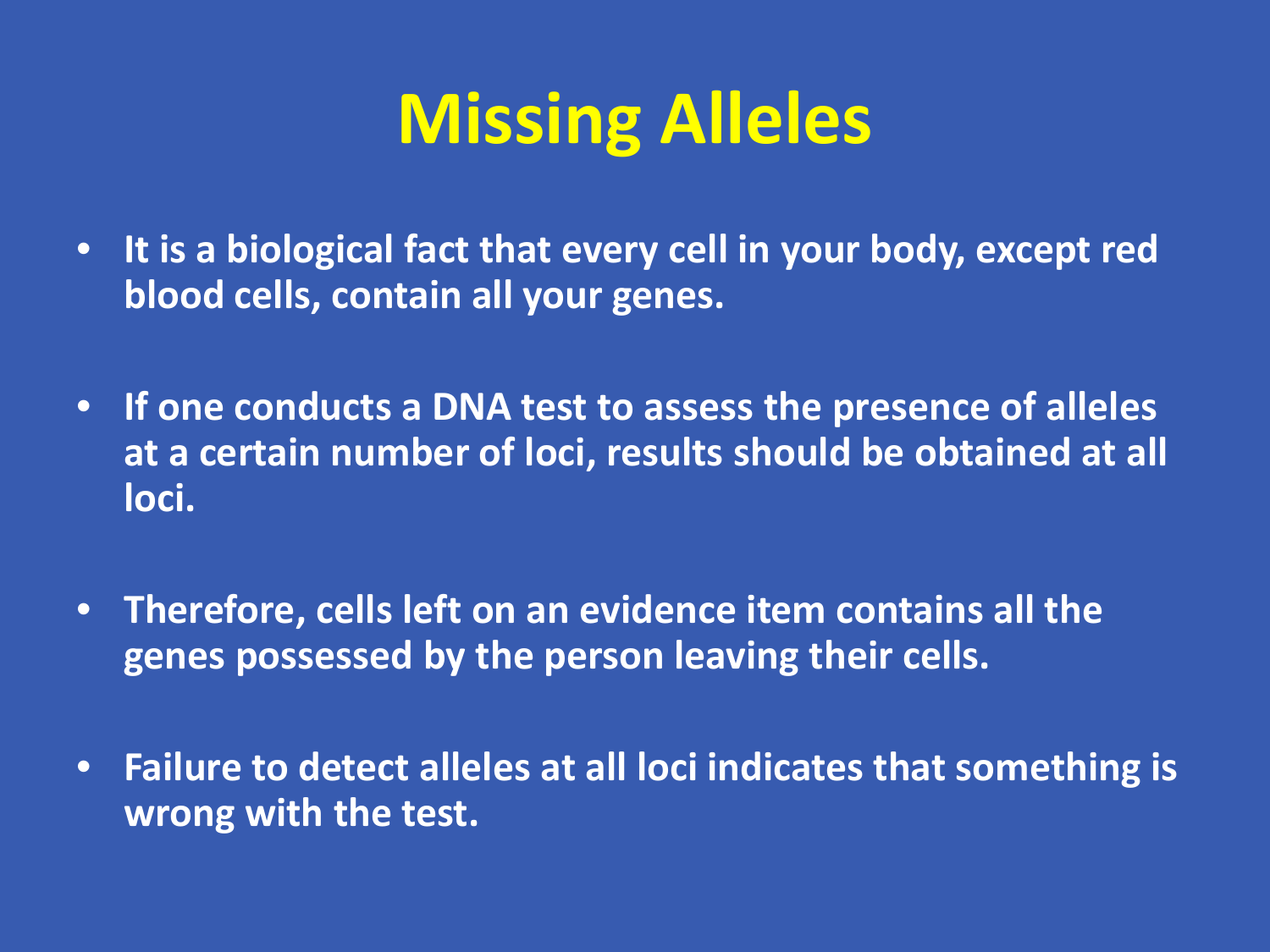# Missing Alleles

- **It is a biological fact that every cell in your body, except red blood cells, contain all your genes.**
- **If one conducts a DNA test to assess the presence of alleles at a certain number of loci, results should be obtained at all loci.**
- **Therefore, cells left on an evidence item contains all the genes possessed by the person leaving their cells.**
- **Failure to detect alleles at all loci indicates that something is wrong with the test.**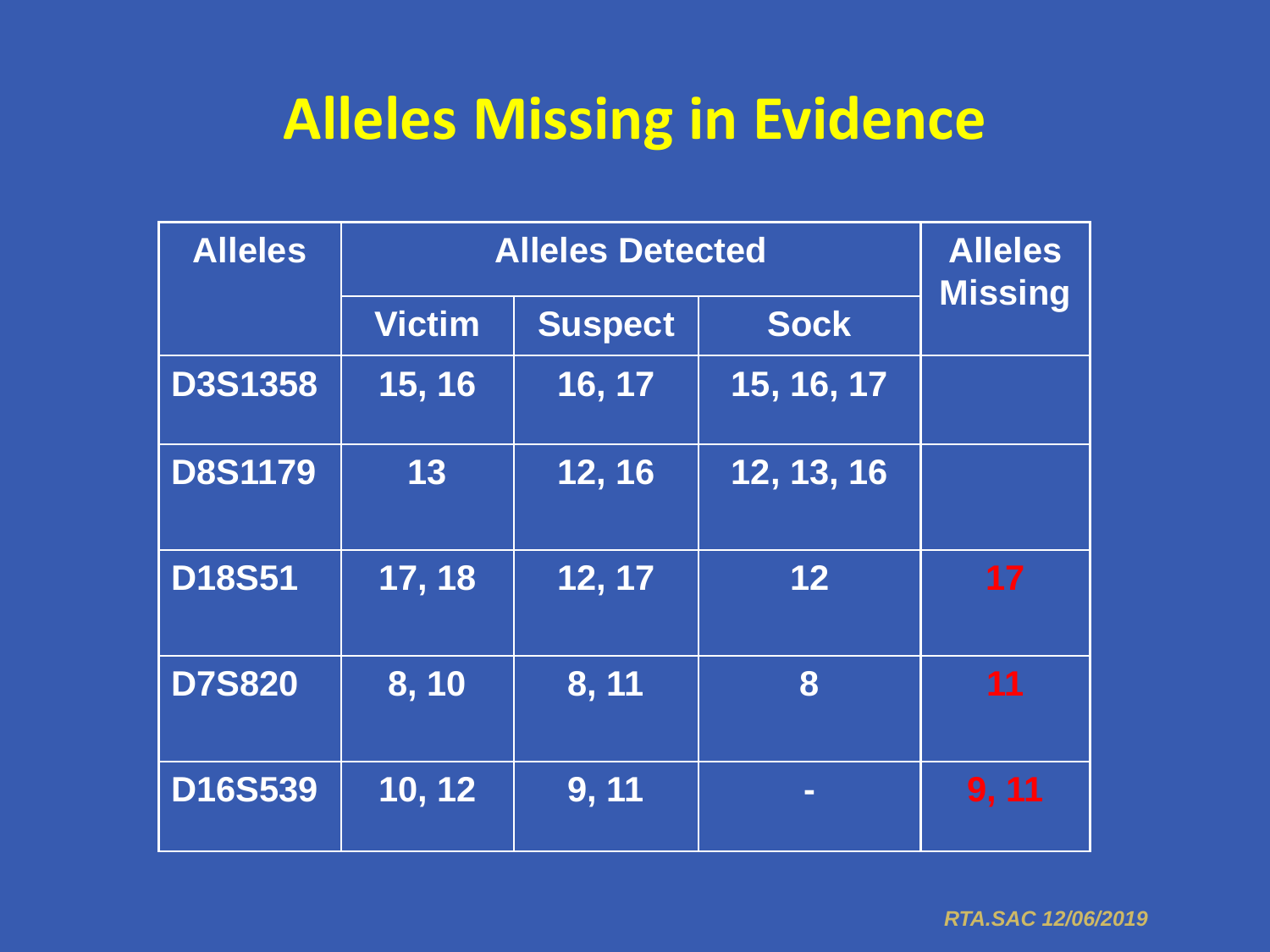# Alleles Missing in Evidence

| Alleles | Alleles Detected | | | Alleles Missing |
|---|---|---|---|---|
| | Victim | Suspect | Sock | |
| D3S1358 | 15, 16 | 16, 17 | 15, 16, 17 | |
| D8S1179 | 13 | 12, 16 | 12, 13, 16 | |
| D18S51 | 17, 18 | 12, 17 | 12 | 17 |
| D7S820 | 8, 10 | 8, 11 | 8 | 11 |
| D16S539 | 10, 12 | 9, 11 | - | 9, 11 |

*RTA.SAC 12/06/2019*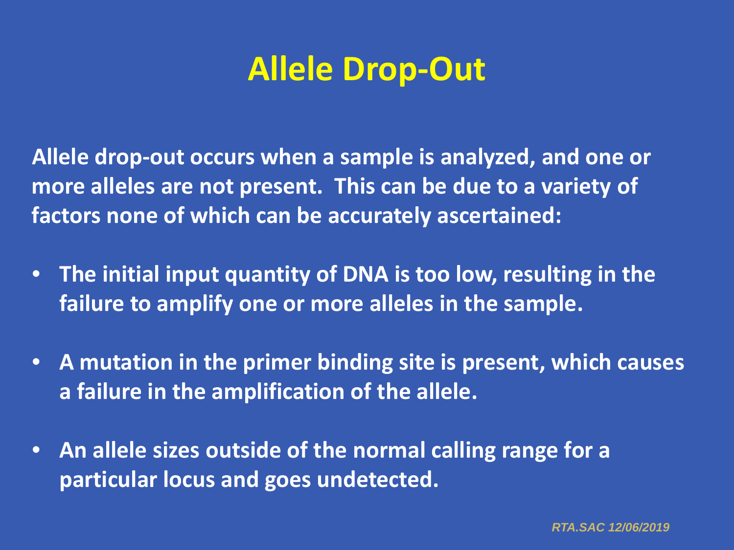# Allele Drop-Out

**Allele drop-out occurs when a sample is analyzed, and one or more alleles are not present. This can be due to a variety of factors none of which can be accurately ascertained:**

- **The initial input quantity of DNA is too low, resulting in the failure to amplify one or more alleles in the sample.**
- **A mutation in the primer binding site is present, which causes a failure in the amplification of the allele.**
- **An allele sizes outside of the normal calling range for a particular locus and goes undetected.**

*RTA.SAC 12/06/2019*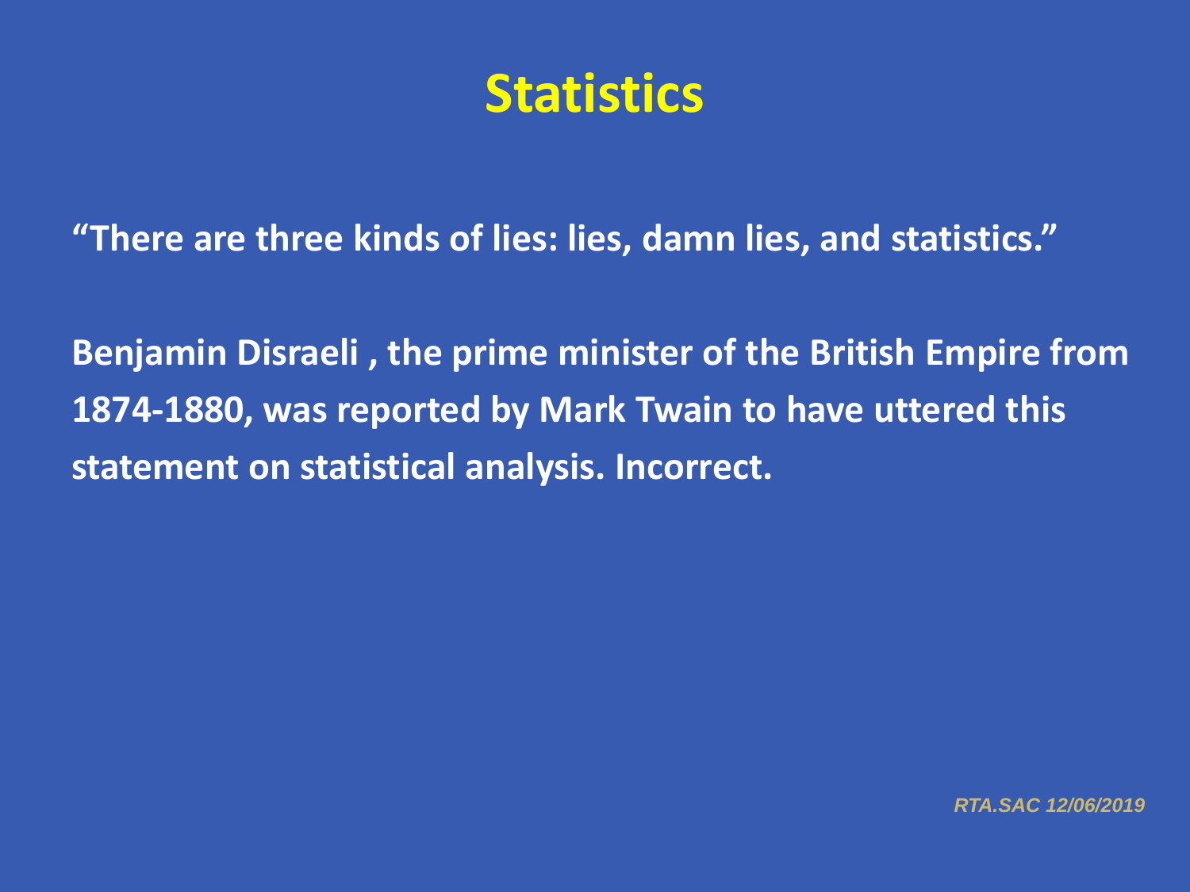# Statistics

**"There are three kinds of lies: lies, damn lies, and statistics."**

**Benjamin Disraeli , the prime minister of the British Empire from 1874-1880, was reported by Mark Twain to have uttered this statement on statistical analysis. Incorrect.**

*RTA.SAC 12/06/2019*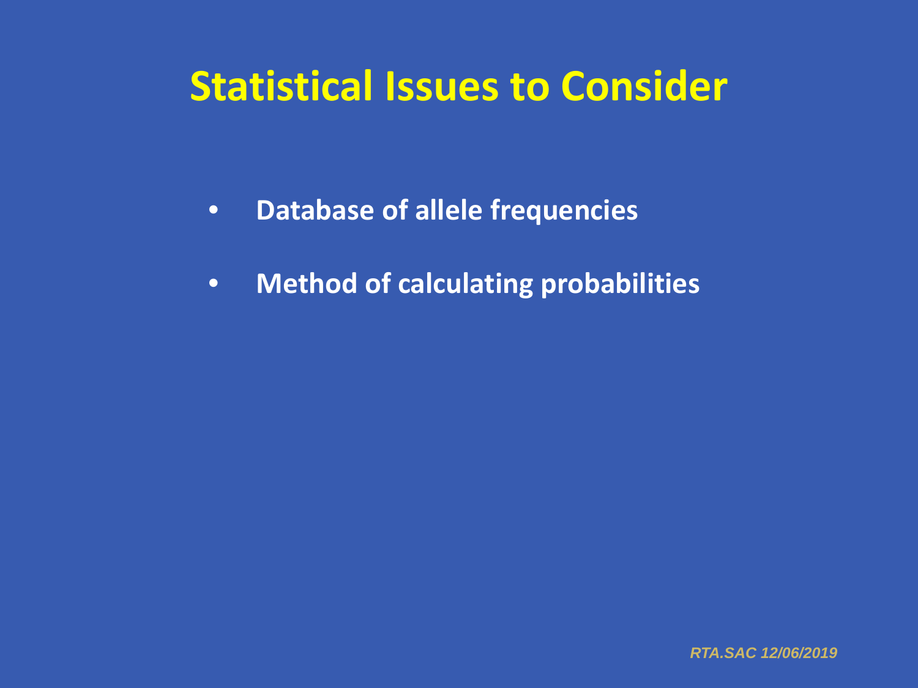# Statistical Issues to Consider

- **Database of allele frequencies**
- **Method of calculating probabilities**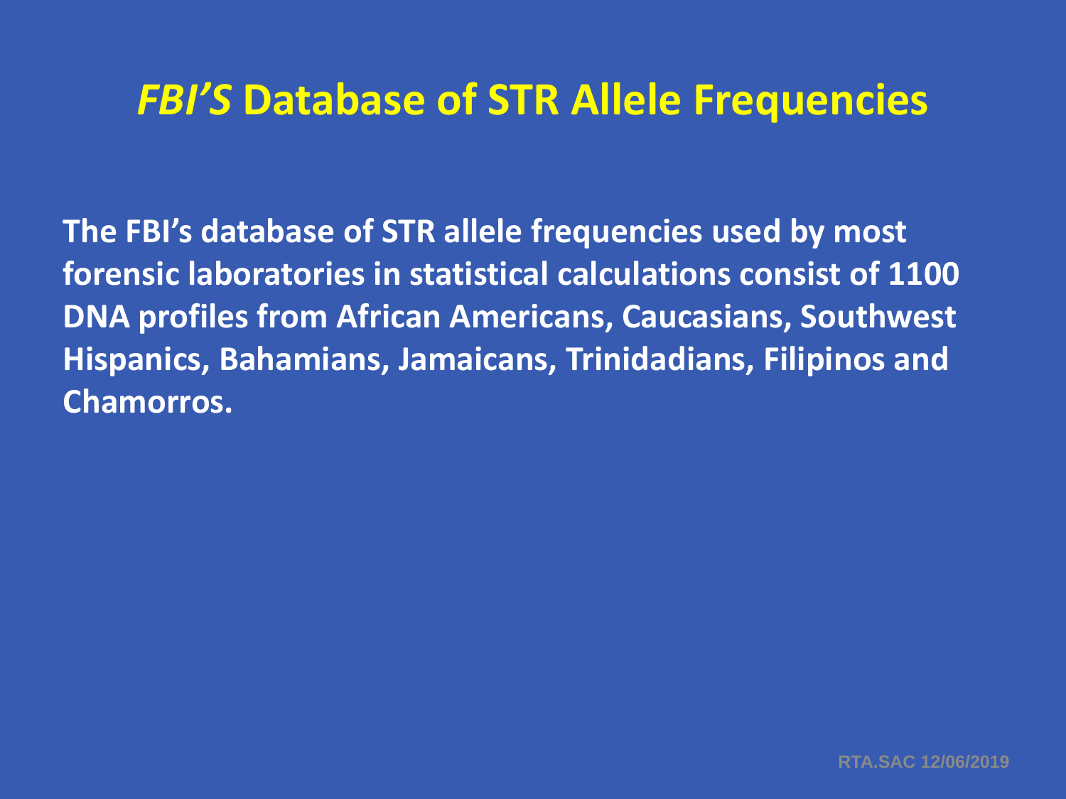# *FBI'S* Database of STR Allele Frequencies

**The FBI's database of STR allele frequencies used by most forensic laboratories in statistical calculations consist of 1100 DNA profiles from African Americans, Caucasians, Southwest Hispanics, Bahamians, Jamaicans, Trinidadians, Filipinos and Chamorros.**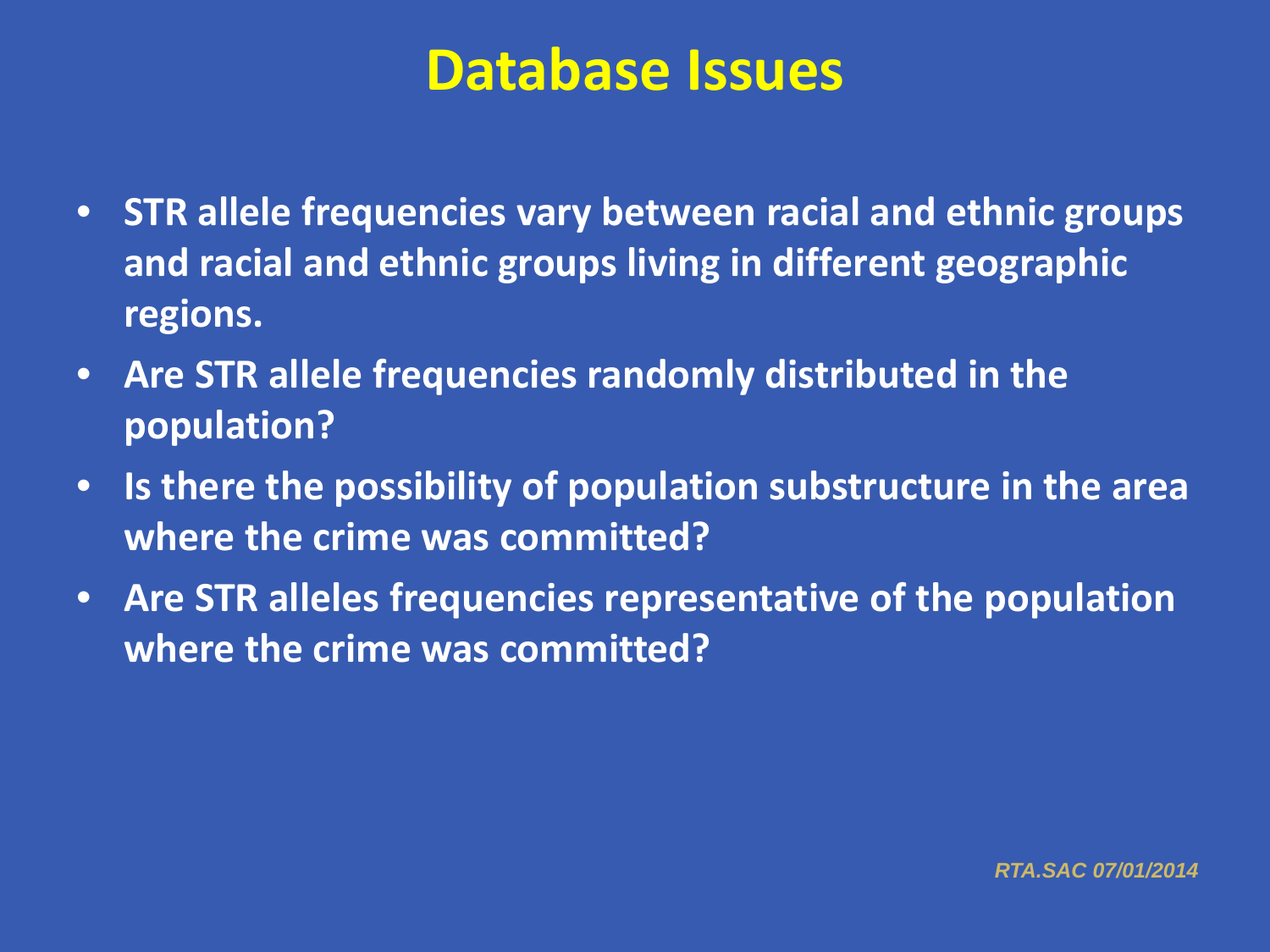# Database Issues

- STR allele frequencies vary between racial and ethnic groups and racial and ethnic groups living in different geographic regions.
- Are STR allele frequencies randomly distributed in the population?
- Is there the possibility of population substructure in the area where the crime was committed?
- Are STR alleles frequencies representative of the population where the crime was committed?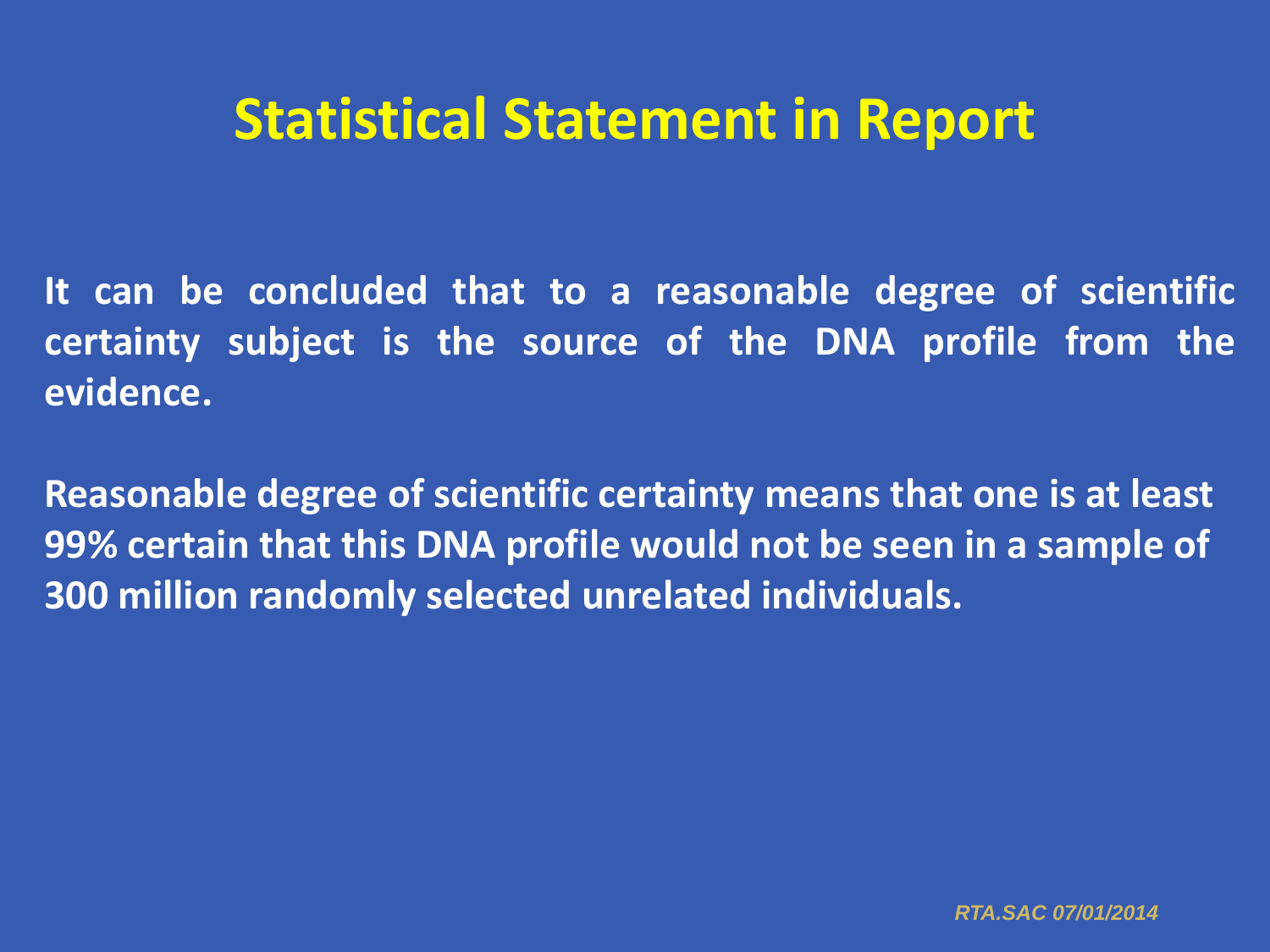# Statistical Statement in Report

**It can be concluded that to a reasonable degree of scientific certainty subject is the source of the DNA profile from the evidence.**

**Reasonable degree of scientific certainty means that one is at least 99% certain that this DNA profile would not be seen in a sample of 300 million randomly selected unrelated individuals.**

*RTA.SAC 07/01/2014*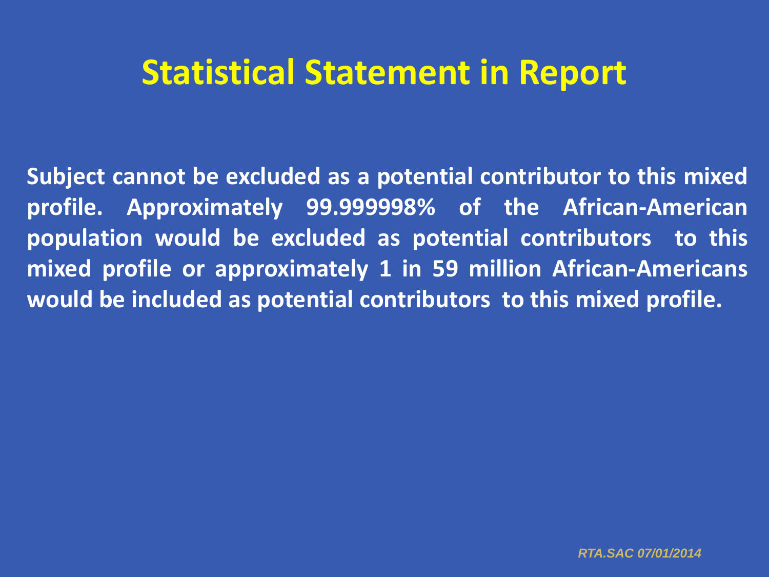# Statistical Statement in Report

**Subject cannot be excluded as a potential contributor to this mixed profile. Approximately 99.999998% of the African-American population would be excluded as potential contributors to this mixed profile or approximately 1 in 59 million African-Americans would be included as potential contributors to this mixed profile.**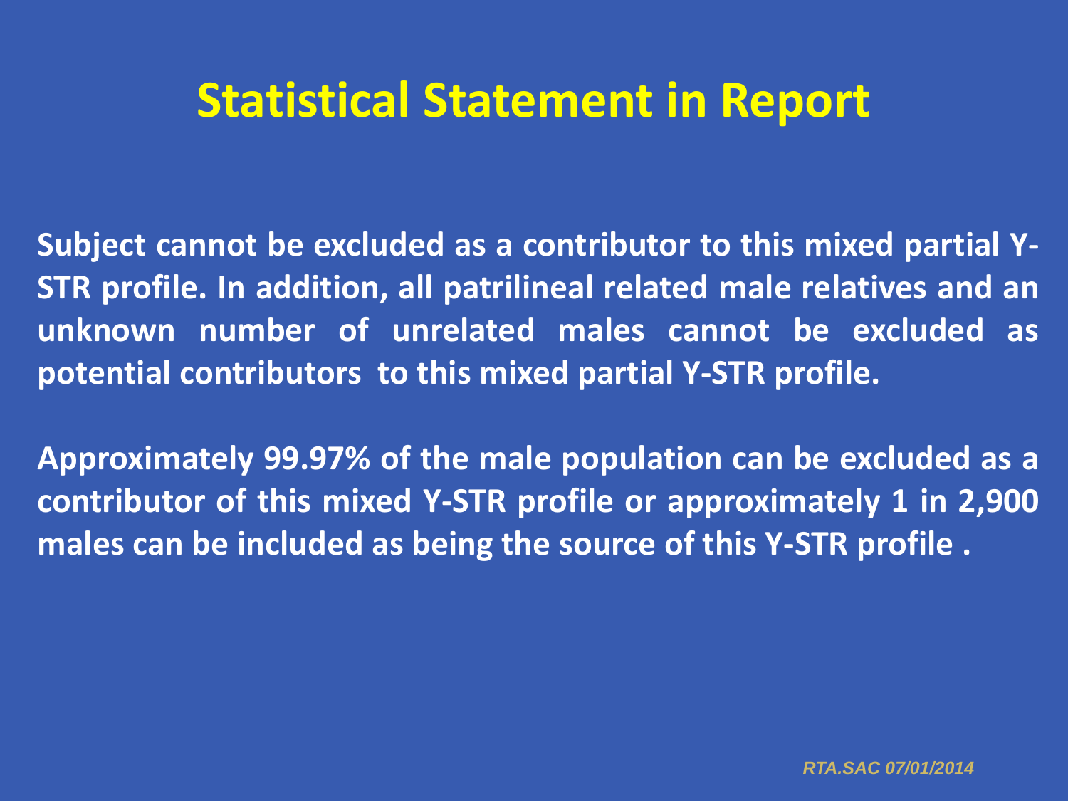# Statistical Statement in Report

**Subject cannot be excluded as a contributor to this mixed partial Y-STR profile. In addition, all patrilineal related male relatives and an unknown number of unrelated males cannot be excluded as potential contributors to this mixed partial Y-STR profile.**

**Approximately 99.97% of the male population can be excluded as a contributor of this mixed Y-STR profile or approximately 1 in 2,900 males can be included as being the source of this Y-STR profile .**

*RTA.SAC 07/01/2014*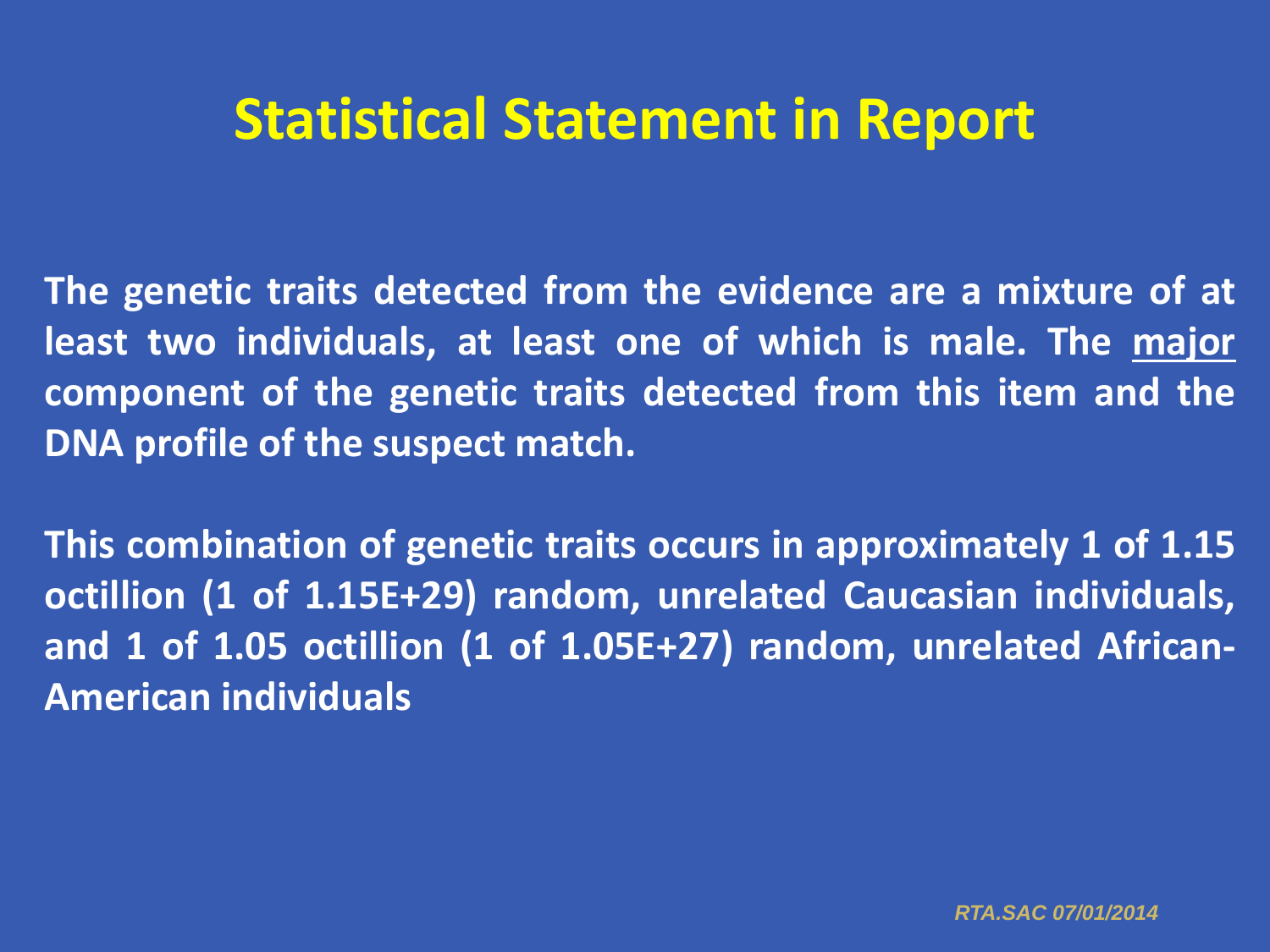# Statistical Statement in Report

**The genetic traits detected from the evidence are a mixture of at least two individuals, at least one of which is male. The <u>major</u> component of the genetic traits detected from this item and the DNA profile of the suspect match.**

**This combination of genetic traits occurs in approximately 1 of 1.15 octillion (1 of 1.15E+29) random, unrelated Caucasian individuals, and 1 of 1.05 octillion (1 of 1.05E+27) random, unrelated African-American individuals**

*RTA.SAC 07/01/2014*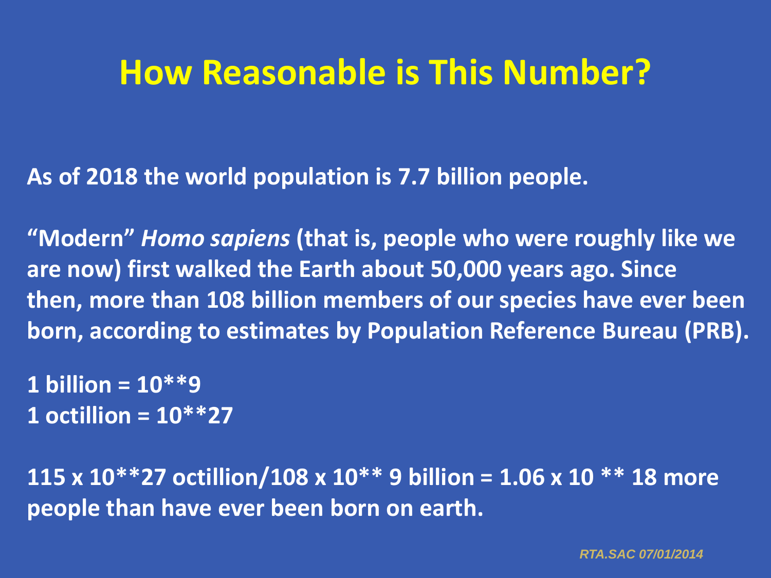# How Reasonable is This Number?

**As of 2018 the world population is 7.7 billion people.**

**"Modern" *Homo sapiens* (that is, people who were roughly like we are now) first walked the Earth about 50,000 years ago. Since then, more than 108 billion members of our species have ever been born, according to estimates by Population Reference Bureau (PRB).**

**1 billion = 10**9**
**1 octillion = 10**27**

**115 x 10**27 octillion/108 x 10** 9 billion = 1.06 x 10 ** 18 more people than have ever been born on earth.**

*RTA.SAC 07/01/2014*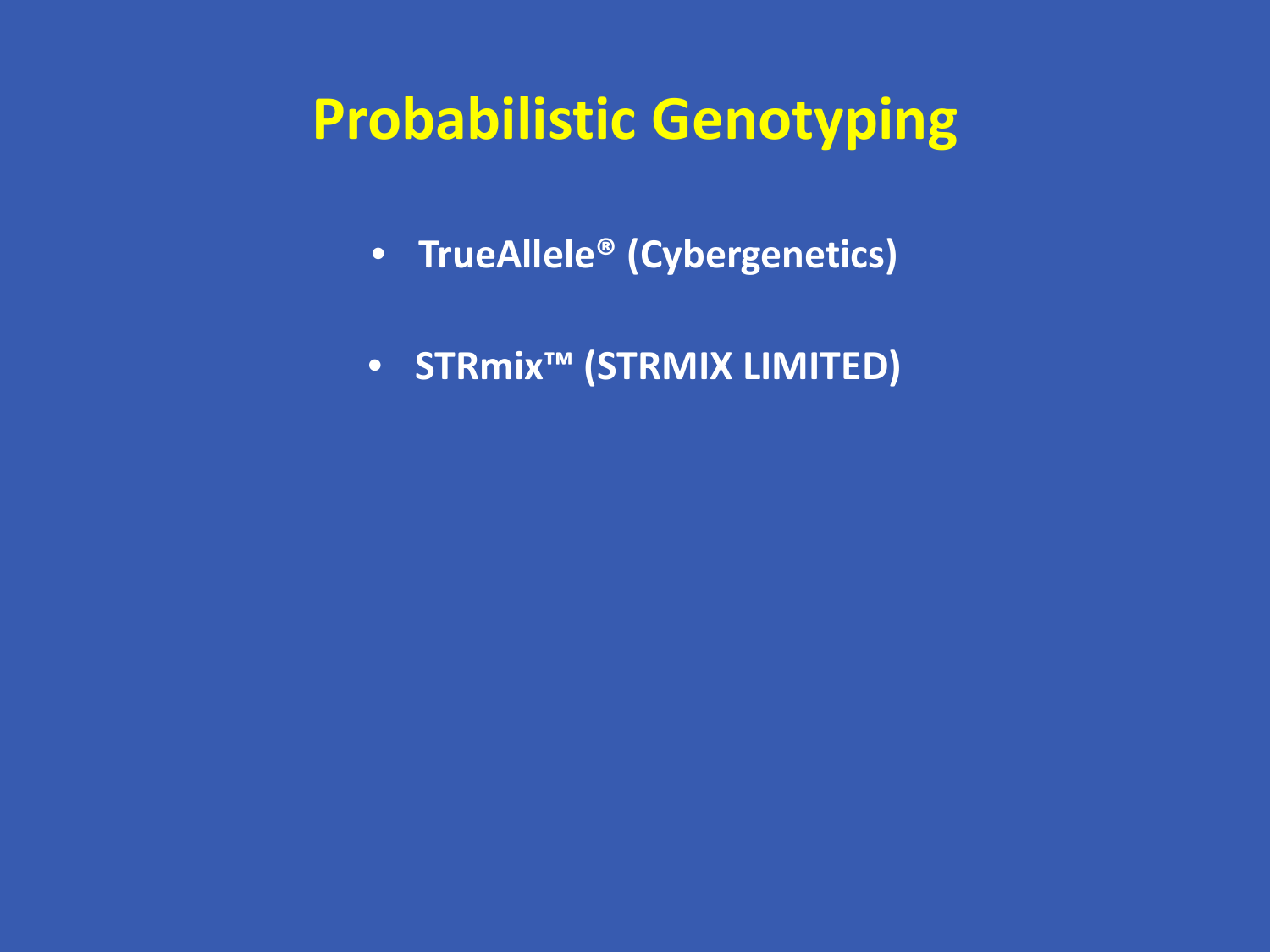# Probabilistic Genotyping

- **TrueAllele® (Cybergenetics)**
- **STRmix™ (STRMIX LIMITED)**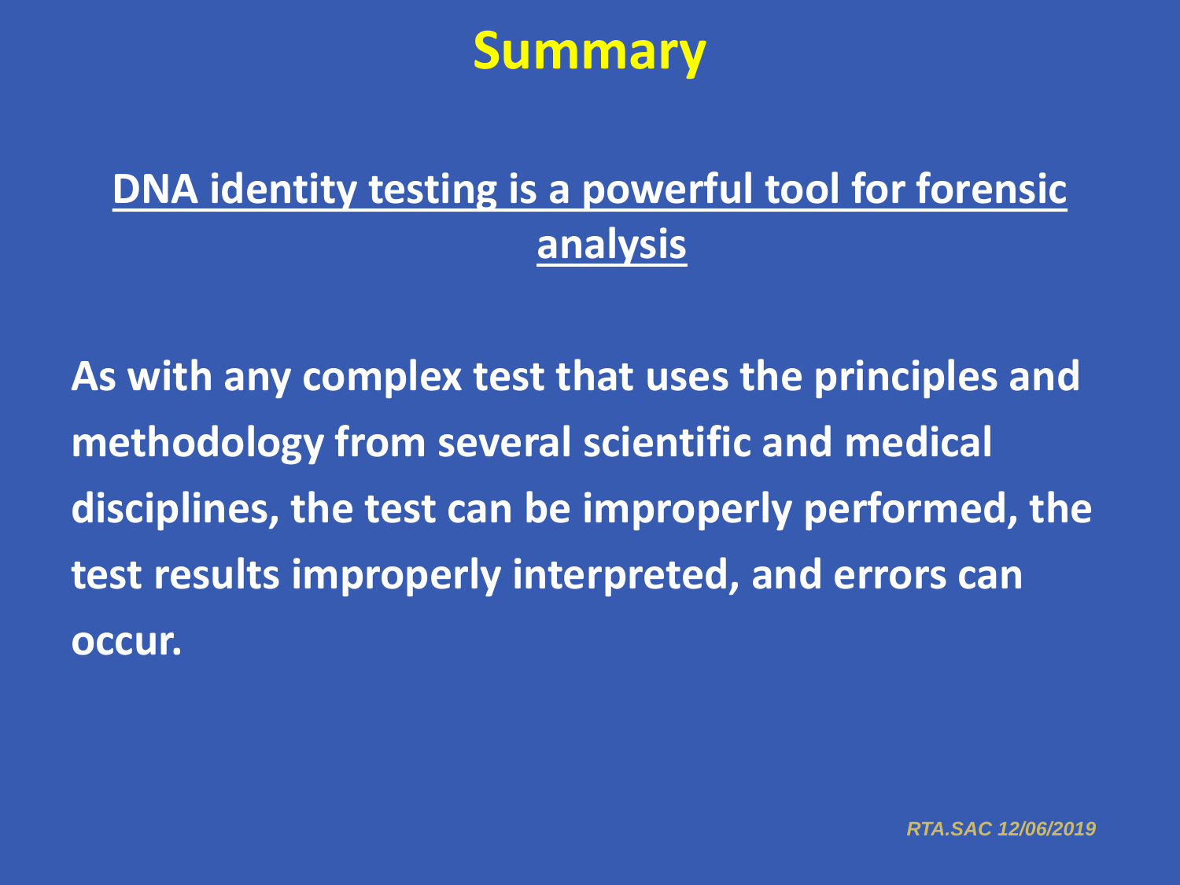# Summary

**DNA identity testing is a powerful tool for forensic analysis**

**As with any complex test that uses the principles and methodology from several scientific and medical disciplines, the test can be improperly performed, the test results improperly interpreted, and errors can occur.**